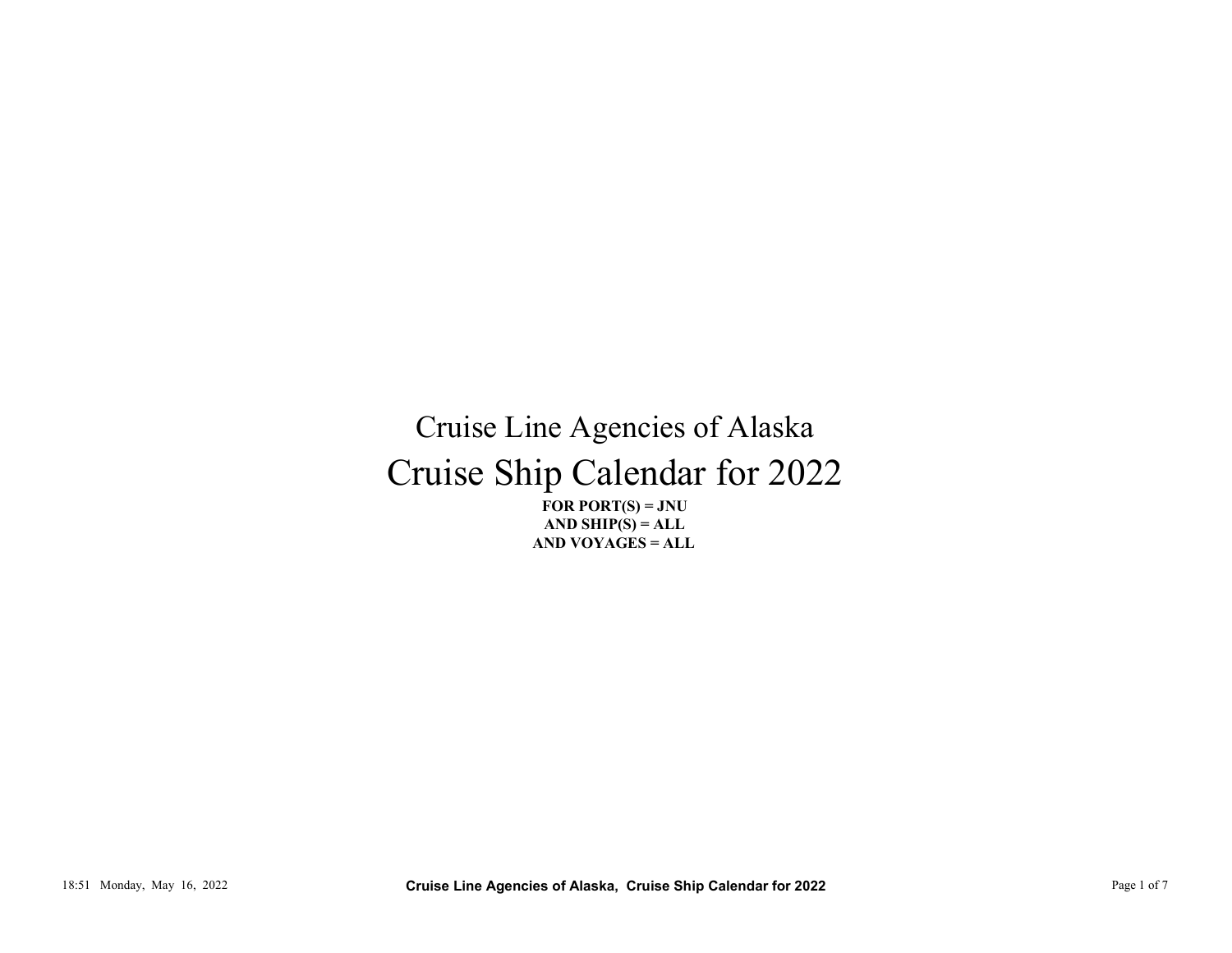# Cruise Line Agencies of Alaska

# Cruise Ship Calendar for 2022

**FOR PORT(S) = JNU**
**AND SHIP(S) = ALL**
**AND VOYAGES = ALL**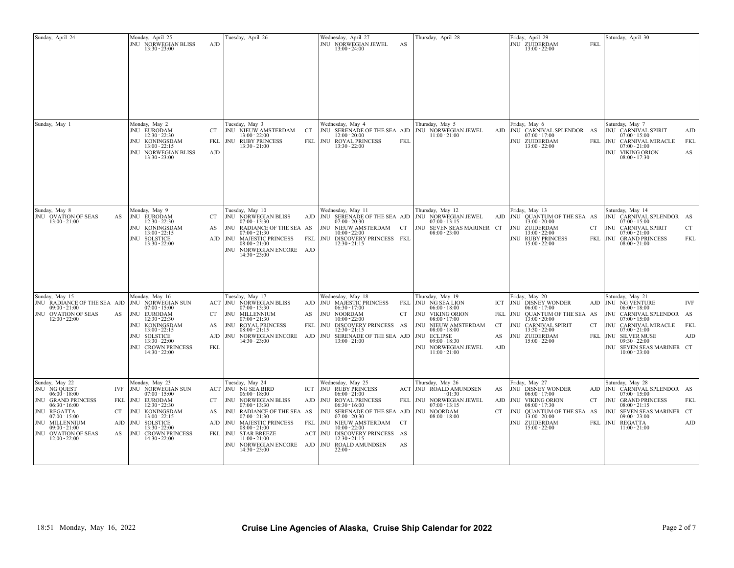# Cruise Line Agencies of Alaska, Cruise Ship Calendar for 2022

18:51 Monday, May 16, 2022

| Sunday | Monday | Tuesday | Wednesday | Thursday | Friday | Saturday |
|---|---|---|---|---|---|---|
| Sunday, April 24 | Monday, April 25<br>JNU NORWEGIAN BLISS AJD<br>13:30 - 23:00 | Tuesday, April 26 | Wednesday, April 27<br>JNU NORWEGIAN JEWEL AS<br>13:00 - 24:00 | Thursday, April 28 | Friday, April 29<br>JNU ZUIDERDAM FKL<br>13:00 - 22:00 | Saturday, April 30 |
| Sunday, May 1 | Monday, May 2<br>JNU EURODAM CT<br>12:30 - 22:30<br>JNU KONINGSDAM FKL<br>13:00 - 22:15<br>JNU NORWEGIAN BLISS AJD<br>13:30 - 23:00 | Tuesday, May 3<br>JNU NIEUW AMSTERDAM CT<br>13:00 - 22:00<br>JNU RUBY PRINCESS FKL<br>13:30 - 21:00 | Wednesday, May 4<br>JNU SERENADE OF THE SEA AJD<br>12:00 - 20:00<br>JNU ROYAL PRINCESS FKL<br>13:30 - 22:00 | Thursday, May 5<br>JNU NORWEGIAN JEWEL AJD<br>11:00 - 21:00 | Friday, May 6<br>JNU CARNIVAL SPLENDOR AS<br>07:00 - 17:00<br>JNU ZUIDERDAM FKL<br>13:00 - 22:00 | Saturday, May 7<br>JNU CARNIVAL SPIRIT AJD<br>07:00 - 15:00<br>JNU CARNIVAL MIRACLE FKL<br>07:00 - 21:00<br>JNU VIKING ORION AS<br>08:00 - 17:30 |
| Sunday, May 8<br>JNU OVATION OF SEAS AS<br>13:00 - 21:00 | Monday, May 9<br>JNU EURODAM CT<br>12:30 - 22:30<br>JNU KONINGSDAM AS<br>13:00 - 22:15<br>JNU SOLSTICE AJD<br>13:30 - 22:00 | Tuesday, May 10<br>JNU NORWEGIAN BLISS AJD<br>07:00 - 13:30<br>JNU RADIANCE OF THE SEA AS<br>07:00 - 21:30<br>JNU MAJESTIC PRINCESS FKL<br>08:00 - 21:00<br>JNU NORWEGIAN ENCORE AJD<br>14:30 - 23:00 | Wednesday, May 11<br>JNU SERENADE OF THE SEA AJD<br>07:00 - 20:30<br>JNU NIEUW AMSTERDAM CT<br>10:00 - 22:00<br>JNU DISCOVERY PRINCESS FKL<br>12:30 - 21:15 | Thursday, May 12<br>JNU NORWEGIAN JEWEL AJD<br>07:00 - 13:15<br>JNU SEVEN SEAS MARINER CT<br>08:00 - 23:00 | Friday, May 13<br>JNU QUANTUM OF THE SEA AS<br>13:00 - 20:00<br>JNU ZUIDERDAM CT<br>13:00 - 22:00<br>JNU RUBY PRINCESS FKL<br>15:00 - 22:00 | Saturday, May 14<br>JNU CARNIVAL SPLENDOR AS<br>07:00 - 15:00<br>JNU CARNIVAL SPIRIT CT<br>07:00 - 21:00<br>JNU GRAND PRINCESS FKL<br>08:00 - 21:00 |
| Sunday, May 15<br>JNU RADIANCE OF THE SEA AJD<br>09:00 - 21:00<br>JNU OVATION OF SEAS AS<br>12:00 - 22:00 | Monday, May 16<br>JNU NORWEGIAN SUN ACT<br>07:00 - 15:00<br>JNU EURODAM CT<br>12:30 - 22:30<br>JNU KONINGSDAM AS<br>13:00 - 22:15<br>JNU SOLSTICE AJD<br>13:30 - 22:00<br>JNU CROWN PRINCESS FKL<br>14:30 - 22:00 | Tuesday, May 17<br>JNU NORWEGIAN BLISS AJD<br>07:00 - 13:30<br>JNU MILLENNIUM AS<br>07:00 - 21:30<br>JNU ROYAL PRINCESS FKL<br>08:00 - 21:15<br>JNU NORWEGIAN ENCORE AJD<br>14:30 - 23:00 | Wednesday, May 18<br>JNU MAJESTIC PRINCESS FKL<br>06:30 - 17:00<br>JNU NOORDAM CT<br>10:00 - 22:00<br>JNU DISCOVERY PRINCESS AS<br>12:30 - 21:15<br>JNU SERENADE OF THE SEA AJD<br>13:00 - 21:00 | Thursday, May 19<br>JNU NG SEA LION ICT<br>06:00 - 18:00<br>JNU VIKING ORION FKL<br>08:00 - 17:00<br>JNU NIEUW AMSTERDAM CT<br>08:00 - 18:00<br>JNU ECLIPSE AS<br>09:00 - 18:30<br>JNU NORWEGIAN JEWEL AJD<br>11:00 - 21:00 | Friday, May 20<br>JNU DISNEY WONDER AJD<br>06:00 - 17:00<br>JNU QUANTUM OF THE SEA AS<br>13:00 - 20:00<br>JNU CARNIVAL SPIRIT CT<br>13:30 - 22:00<br>JNU ZUIDERDAM FKL<br>15:00 - 22:00 | Saturday, May 21<br>JNU NG VENTURE IVF<br>06:00 - 18:00<br>JNU CARNIVAL SPLENDOR AS<br>07:00 - 15:00<br>JNU CARNIVAL MIRACLE FKL<br>07:00 - 21:00<br>JNU SILVER MUSE AJD<br>09:30 - 22:00<br>JNU SEVEN SEAS MARINER CT<br>10:00 - 23:00 |
| Sunday, May 22<br>JNU NG QUEST IVF<br>06:00 - 18:00<br>JNU GRAND PRINCESS FKL<br>06:30 - 16:00<br>JNU REGATTA CT<br>07:00 - 15:00<br>JNU MILLENNIUM AJD<br>09:00 - 21:00<br>JNU OVATION OF SEAS AS<br>12:00 - 22:00 | Monday, May 23<br>JNU NORWEGIAN SUN ACT<br>07:00 - 15:00<br>JNU EURODAM CT<br>12:30 - 22:30<br>JNU KONINGSDAM AS<br>13:00 - 22:15<br>JNU SOLSTICE AJD<br>13:30 - 22:00<br>JNU CROWN PRINCESS FKL<br>14:30 - 22:00 | Tuesday, May 24<br>JNU NG SEA BIRD ICT<br>06:00 - 18:00<br>JNU NORWEGIAN BLISS AJD<br>07:00 - 13:30<br>JNU RADIANCE OF THE SEA AS<br>07:00 - 21:30<br>JNU MAJESTIC PRINCESS FKL<br>08:00 - 21:00<br>JNU STAR BREEZE ACT<br>11:00 - 21:00<br>JNU NORWEGIAN ENCORE AJD<br>14:30 - 23:00 | Wednesday, May 25<br>JNU RUBY PRINCESS ACT<br>06:00 - 21:00<br>JNU ROYAL PRINCESS FKL<br>06:30 - 16:00<br>JNU SERENADE OF THE SEA AJD<br>07:00 - 20:30<br>JNU NIEUW AMSTERDAM CT<br>10:00 - 22:00<br>JNU DISCOVERY PRINCESS AS<br>12:30 - 21:15<br>JNU ROALD AMUNDSEN AS<br>22:00 - | Thursday, May 26<br>JNU ROALD AMUNDSEN AS<br>- 01:30<br>JNU NORWEGIAN JEWEL AJD<br>07:00 - 13:15<br>JNU NOORDAM CT<br>08:00 - 18:00 | Friday, May 27<br>JNU DISNEY WONDER AJD<br>06:00 - 17:00<br>JNU VIKING ORION CT<br>08:00 - 17:30<br>JNU QUANTUM OF THE SEA AS<br>13:00 - 20:00<br>JNU ZUIDERDAM FKL<br>15:00 - 22:00 | Saturday, May 28<br>JNU CARNIVAL SPLENDOR AS<br>07:00 - 15:00<br>JNU GRAND PRINCESS FKL<br>08:00 - 21:15<br>JNU SEVEN SEAS MARINER CT<br>09:00 - 23:00<br>JNU REGATTA AJD<br>11:00 - 21:00 |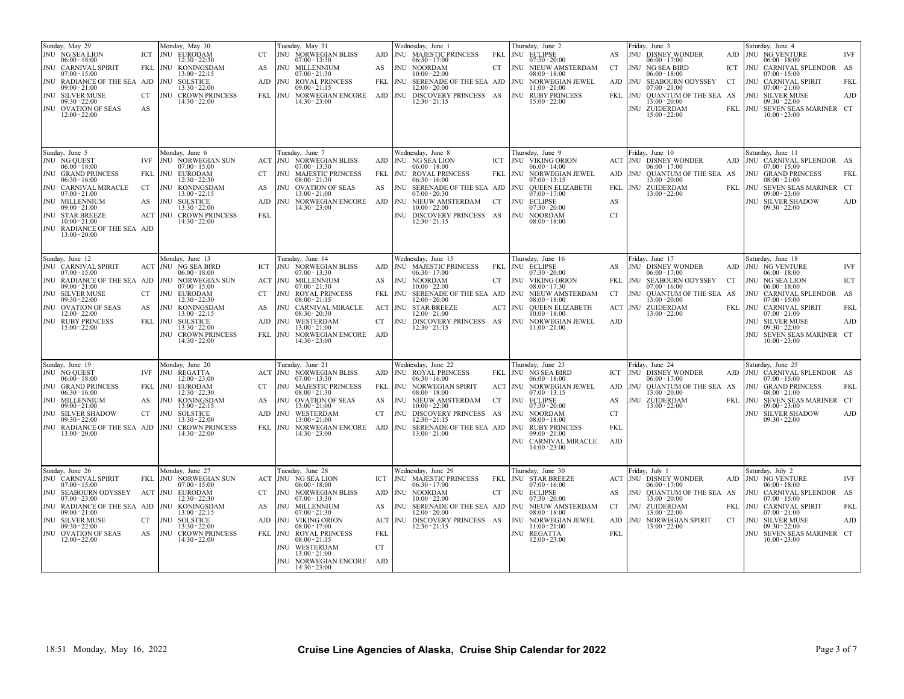| Sunday | Monday | Tuesday | Wednesday | Thursday | Friday | Saturday |
|---|---|---|---|---|---|---|
| **Sunday, May 29**<br>JNU NG SEA LION ICT 06:00 - 18:00<br>JNU CARNIVAL SPIRIT FKL 07:00 - 15:00<br>JNU RADIANCE OF THE SEA AJD 09:00 - 21:00<br>JNU SILVER MUSE CT 09:30 - 22:00<br>JNU OVATION OF SEAS AS 12:00 - 22:00 | **Monday, May 30**<br>JNU EURODAM CT 12:30 - 22:30<br>JNU KONINGSDAM AS 13:00 - 22:15<br>JNU SOLSTICE AJD 13:30 - 22:00<br>JNU CROWN PRINCESS FKL 14:30 - 22:00 | **Tuesday, May 31**<br>JNU NORWEGIAN BLISS AJD 07:00 - 13:30<br>JNU MILLENNIUM AS 07:00 - 21:30<br>JNU ROYAL PRINCESS FKL 09:00 - 21:15<br>JNU NORWEGIAN ENCORE AJD 14:30 - 23:00 | **Wednesday, June 1**<br>JNU MAJESTIC PRINCESS FKL 06:30 - 17:00<br>JNU NOORDAM CT 10:00 - 22:00<br>JNU SERENADE OF THE SEA AJD 12:00 - 20:00<br>JNU DISCOVERY PRINCESS AS 12:30 - 21:15 | **Thursday, June 2**<br>JNU ECLIPSE AS 07:30 - 20:00<br>JNU NIEUW AMSTERDAM CT 08:00 - 18:00<br>JNU NORWEGIAN JEWEL AJD 11:00 - 21:00<br>JNU RUBY PRINCESS FKL 15:00 - 22:00 | **Friday, June 3**<br>JNU DISNEY WONDER AJD 06:00 - 17:00<br>JNU NG SEA BIRD ICT 06:00 - 18:00<br>JNU SEABOURN ODYSSEY CT 07:00 - 21:00<br>JNU QUANTUM OF THE SEA AS 13:00 - 20:00<br>JNU ZUIDERDAM FKL 15:00 - 22:00 | **Saturday, June 4**<br>JNU NG VENTURE IVF 06:00 - 18:00<br>JNU CARNIVAL SPLENDOR AS 07:00 - 15:00<br>JNU CARNIVAL SPIRIT FKL 07:00 - 21:00<br>JNU SILVER MUSE AJD 09:30 - 22:00<br>JNU SEVEN SEAS MARINER CT 10:00 - 23:00 |
| **Sunday, June 5**<br>JNU NG QUEST IVF 06:00 - 18:00<br>JNU GRAND PRINCESS FKL 06:30 - 16:00<br>JNU CARNIVAL MIRACLE CT 07:00 - 21:00<br>JNU MILLENNIUM AS 09:00 - 21:00<br>JNU STAR BREEZE ACT 10:00 - 21:00<br>JNU RADIANCE OF THE SEA AJD 13:00 - 20:00 | **Monday, June 6**<br>JNU NORWEGIAN SUN ACT 07:00 - 15:00<br>JNU EURODAM CT 12:30 - 22:30<br>JNU KONINGSDAM AS 13:00 - 22:15<br>JNU SOLSTICE AJD 13:30 - 22:00<br>JNU CROWN PRINCESS FKL 14:30 - 22:00 | **Tuesday, June 7**<br>JNU NORWEGIAN BLISS AJD 07:00 - 13:30<br>JNU MAJESTIC PRINCESS FKL 08:00 - 21:30<br>JNU OVATION OF SEAS AS 13:00 - 21:00<br>JNU NORWEGIAN ENCORE AJD 14:30 - 23:00 | **Wednesday, June 8**<br>JNU NG SEA LION ICT 06:00 - 18:00<br>JNU ROYAL PRINCESS FKL 06:30 - 16:00<br>JNU SERENADE OF THE SEA AJD 07:00 - 20:30<br>JNU NIEUW AMSTERDAM CT 10:00 - 22:00<br>JNU DISCOVERY PRINCESS AS 12:30 - 21:15 | **Thursday, June 9**<br>JNU VIKING ORION ACT 06:00 - 14:00<br>JNU NORWEGIAN JEWEL AJD 07:00 - 13:15<br>JNU QUEEN ELIZABETH FKL 07:00 - 17:00<br>JNU ECLIPSE AS 07:30 - 20:00<br>JNU NOORDAM CT 08:00 - 18:00 | **Friday, June 10**<br>JNU DISNEY WONDER AJD 06:00 - 17:00<br>JNU QUANTUM OF THE SEA AS 13:00 - 20:00<br>JNU ZUIDERDAM FKL 13:00 - 22:00 | **Saturday, June 11**<br>JNU CARNIVAL SPLENDOR AS 07:00 - 15:00<br>JNU GRAND PRINCESS FKL 08:00 - 21:00<br>JNU SEVEN SEAS MARINER CT 09:00 - 23:00<br>JNU SILVER SHADOW AJD 09:30 - 22:00 |
| **Sunday, June 12**<br>JNU CARNIVAL SPIRIT ACT 07:00 - 15:00<br>JNU RADIANCE OF THE SEA AJD 09:00 - 21:00<br>JNU SILVER MUSE CT 09:30 - 22:00<br>JNU OVATION OF SEAS AS 12:00 - 22:00<br>JNU RUBY PRINCESS FKL 15:00 - 22:00 | **Monday, June 13**<br>JNU NG SEA BIRD ICT 06:00 - 18:00<br>JNU NORWEGIAN SUN ACT 07:00 - 15:00<br>JNU EURODAM CT 12:30 - 22:30<br>JNU KONINGSDAM AS 13:00 - 22:15<br>JNU SOLSTICE AJD 13:30 - 22:00<br>JNU CROWN PRINCESS FKL 14:30 - 22:00 | **Tuesday, June 14**<br>JNU NORWEGIAN BLISS AJD 07:00 - 13:30<br>JNU MILLENNIUM AS 07:00 - 21:30<br>JNU ROYAL PRINCESS FKL 08:00 - 21:15<br>JNU CARNIVAL MIRACLE ACT 08:30 - 20:30<br>JNU WESTERDAM CT 13:00 - 21:00<br>JNU NORWEGIAN ENCORE AJD 14:30 - 23:00 | **Wednesday, June 15**<br>JNU MAJESTIC PRINCESS FKL 06:30 - 17:00<br>JNU NOORDAM CT 10:00 - 22:00<br>JNU SERENADE OF THE SEA AJD 12:00 - 20:00<br>JNU STAR BREEZE ACT 12:00 - 21:00<br>JNU DISCOVERY PRINCESS AS 12:30 - 21:15 | **Thursday, June 16**<br>JNU ECLIPSE AS 07:30 - 20:00<br>JNU VIKING ORION FKL 08:00 - 17:30<br>JNU NIEUW AMSTERDAM CT 08:00 - 18:00<br>JNU QUEEN ELIZABETH ACT 10:00 - 18:00<br>JNU NORWEGIAN JEWEL AJD 11:00 - 21:00 | **Friday, June 17**<br>JNU DISNEY WONDER AJD 06:00 - 17:00<br>JNU SEABOURN ODYSSEY CT 07:00 - 16:00<br>JNU QUANTUM OF THE SEA AS 13:00 - 20:00<br>JNU ZUIDERDAM FKL 13:00 - 22:00 | **Saturday, June 18**<br>JNU NG VENTURE IVF 06:00 - 18:00<br>JNU NG SEA LION ICT 06:00 - 18:00<br>JNU CARNIVAL SPLENDOR AS 07:00 - 15:00<br>JNU CARNIVAL SPIRIT FKL 07:00 - 21:00<br>JNU SILVER MUSE AJD 09:30 - 22:00<br>JNU SEVEN SEAS MARINER CT 10:00 - 23:00 |
| **Sunday, June 19**<br>JNU NG QUEST IVF 06:00 - 18:00<br>JNU GRAND PRINCESS FKL 06:30 - 16:00<br>JNU MILLENNIUM AS 09:00 - 21:00<br>JNU SILVER SHADOW CT 09:30 - 22:00<br>JNU RADIANCE OF THE SEA AJD 13:00 - 20:00 | **Monday, June 20**<br>JNU REGATTA ACT 12:00 - 23:00<br>JNU EURODAM CT 12:30 - 22:30<br>JNU KONINGSDAM AS 13:00 - 22:15<br>JNU SOLSTICE AJD 13:30 - 22:00<br>JNU CROWN PRINCESS FKL 14:30 - 22:00 | **Tuesday, June 21**<br>JNU NORWEGIAN BLISS AJD 07:00 - 13:30<br>JNU MAJESTIC PRINCESS FKL 08:00 - 21:30<br>JNU OVATION OF SEAS AS 13:00 - 21:00<br>JNU WESTERDAM CT 13:00 - 21:00<br>JNU NORWEGIAN ENCORE AJD 14:30 - 23:00 | **Wednesday, June 22**<br>JNU ROYAL PRINCESS FKL 06:30 - 16:00<br>JNU NORWEGIAN SPIRIT ACT 08:00 - 18:00<br>JNU NIEUW AMSTERDAM CT 10:00 - 22:00<br>JNU DISCOVERY PRINCESS AS 12:30 - 21:15<br>JNU SERENADE OF THE SEA AJD 13:00 - 21:00 | **Thursday, June 23**<br>JNU NG SEA BIRD ICT 06:00 - 18:00<br>JNU NORWEGIAN JEWEL AJD 07:00 - 13:15<br>JNU ECLIPSE AS 07:30 - 20:00<br>JNU NOORDAM CT 08:00 - 18:00<br>JNU RUBY PRINCESS FKL 09:00 - 21:00<br>JNU CARNIVAL MIRACLE AJD 14:00 - 23:00 | **Friday, June 24**<br>JNU DISNEY WONDER AJD 06:00 - 17:00<br>JNU QUANTUM OF THE SEA AS 13:00 - 20:00<br>JNU ZUIDERDAM FKL 13:00 - 22:00 | **Saturday, June 25**<br>JNU CARNIVAL SPLENDOR AS 07:00 - 15:00<br>JNU GRAND PRINCESS FKL 08:00 - 21:00<br>JNU SEVEN SEAS MARINER CT 09:00 - 23:00<br>JNU SILVER SHADOW AJD 09:30 - 22:00 |
| **Sunday, June 26**<br>JNU CARNIVAL SPIRIT FKL 07:00 - 15:00<br>JNU SEABOURN ODYSSEY ACT 07:00 - 23:00<br>JNU RADIANCE OF THE SEA AJD 09:00 - 21:00<br>JNU SILVER MUSE CT 09:30 - 22:00<br>JNU OVATION OF SEAS AS 12:00 - 22:00 | **Monday, June 27**<br>JNU NORWEGIAN SUN ACT 07:00 - 15:00<br>JNU EURODAM CT 12:30 - 22:30<br>JNU KONINGSDAM AS 13:00 - 22:15<br>JNU SOLSTICE AJD 13:30 - 22:00<br>JNU CROWN PRINCESS FKL 14:30 - 22:00 | **Tuesday, June 28**<br>JNU NG SEA LION ICT 06:00 - 18:00<br>JNU NORWEGIAN BLISS AJD 07:00 - 13:30<br>JNU MILLENNIUM AS 07:00 - 21:30<br>JNU VIKING ORION ACT 08:00 - 17:00<br>JNU ROYAL PRINCESS FKL 08:00 - 21:15<br>JNU WESTERDAM CT 13:00 - 21:00<br>JNU NORWEGIAN ENCORE AJD 14:30 - 23:00 | **Wednesday, June 29**<br>JNU MAJESTIC PRINCESS FKL 06:30 - 17:00<br>JNU NOORDAM CT 10:00 - 22:00<br>JNU SERENADE OF THE SEA AJD 12:00 - 20:00<br>JNU DISCOVERY PRINCESS AS 12:30 - 21:15 | **Thursday, June 30**<br>JNU STAR BREEZE ACT 07:00 - 16:00<br>JNU ECLIPSE AS 07:30 - 20:00<br>JNU NIEUW AMSTERDAM CT 08:00 - 18:00<br>JNU NORWEGIAN JEWEL AJD 11:00 - 21:00<br>JNU REGATTA FKL 12:00 - 23:00 | **Friday, July 1**<br>JNU DISNEY WONDER AJD 06:00 - 17:00<br>JNU QUANTUM OF THE SEA AS 13:00 - 20:00<br>JNU ZUIDERDAM FKL 13:00 - 22:00<br>JNU NORWEGIAN SPIRIT CT 13:00 - 22:00 | **Saturday, July 2**<br>JNU NG VENTURE IVF 06:00 - 18:00<br>JNU CARNIVAL SPLENDOR AS 07:00 - 15:00<br>JNU CARNIVAL SPIRIT FKL 07:00 - 21:00<br>JNU SILVER MUSE AJD 09:30 - 22:00<br>JNU SEVEN SEAS MARINER CT 10:00 - 23:00 |

18:51 Monday, May 16, 2022

**Cruise Line Agencies of Alaska, Cruise Ship Calendar for 2022**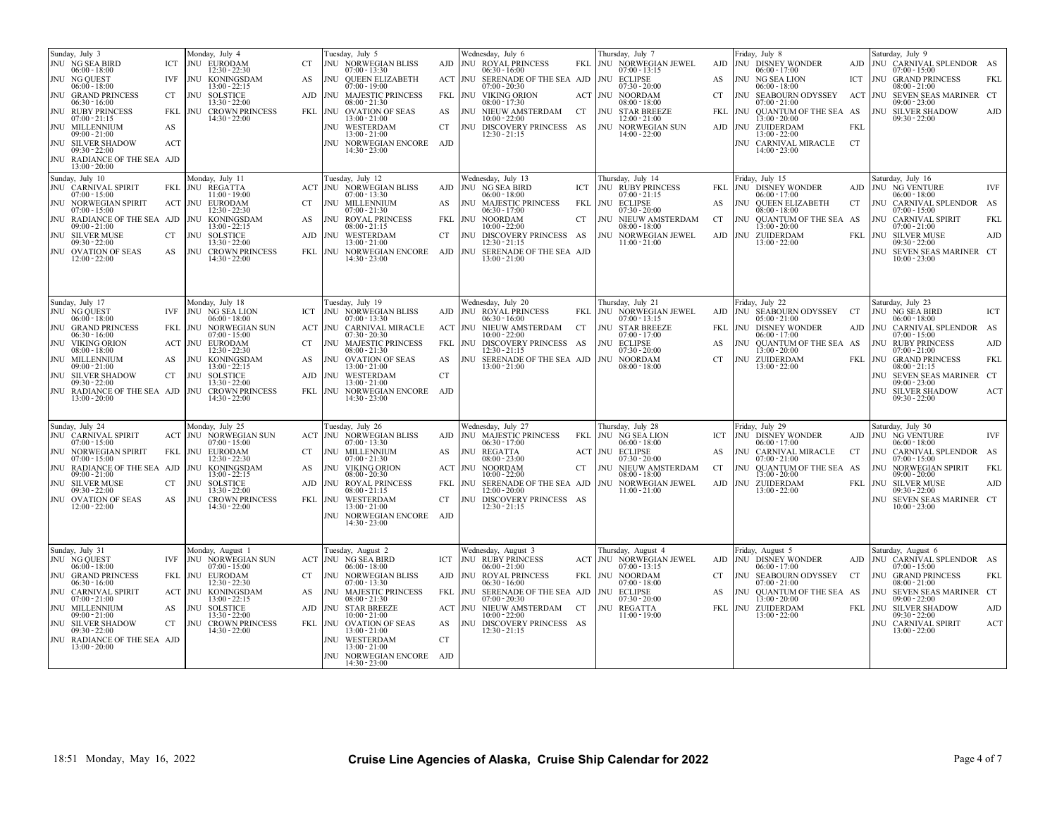| Sunday | Monday | Tuesday | Wednesday | Thursday | Friday | Saturday |
|---|---|---|---|---|---|---|
| **Sunday, July 3**<br>JNU NG SEA BIRD ICT 06:00 - 18:00<br>JNU NG QUEST IVF 06:00 - 18:00<br>JNU GRAND PRINCESS CT 06:30 - 16:00<br>JNU RUBY PRINCESS FKL 07:00 - 21:15<br>JNU MILLENNIUM AS 09:00 - 21:00<br>JNU SILVER SHADOW ACT 09:30 - 22:00<br>JNU RADIANCE OF THE SEA AJD 13:00 - 20:00 | **Monday, July 4**<br>JNU EURODAM CT 12:30 - 22:30<br>JNU KONINGSDAM AS 13:00 - 22:15<br>JNU SOLSTICE AJD 13:30 - 22:00<br>JNU CROWN PRINCESS FKL 14:30 - 22:00 | **Tuesday, July 5**<br>JNU NORWEGIAN BLISS AJD 07:00 - 13:30<br>JNU QUEEN ELIZABETH ACT 07:00 - 19:00<br>JNU MAJESTIC PRINCESS FKL 08:00 - 21:30<br>JNU OVATION OF SEAS AS 13:00 - 21:00<br>JNU WESTERDAM CT 13:00 - 21:00<br>JNU NORWEGIAN ENCORE AJD 14:30 - 23:00 | **Wednesday, July 6**<br>JNU ROYAL PRINCESS FKL 06:30 - 16:00<br>JNU SERENADE OF THE SEA AJD 07:00 - 20:30<br>JNU VIKING ORION ACT 08:00 - 17:30<br>JNU NIEUW AMSTERDAM CT 10:00 - 22:00<br>JNU DISCOVERY PRINCESS AS 12:30 - 21:15 | **Thursday, July 7**<br>JNU NORWEGIAN JEWEL AJD 07:00 - 13:15<br>JNU ECLIPSE AS 07:30 - 20:00<br>JNU NOORDAM CT 08:00 - 18:00<br>JNU STAR BREEZE FKL 12:00 - 21:00<br>JNU NORWEGIAN SUN AJD 14:00 - 22:00 | **Friday, July 8**<br>JNU DISNEY WONDER AJD 06:00 - 17:00<br>JNU NG SEA LION ICT 06:00 - 18:00<br>JNU SEABOURN ODYSSEY ACT 07:00 - 21:00<br>JNU QUANTUM OF THE SEA AS 13:00 - 20:00<br>JNU ZUIDERDAM FKL 13:00 - 22:00<br>JNU CARNIVAL MIRACLE CT 14:00 - 23:00 | **Saturday, July 9**<br>JNU CARNIVAL SPLENDOR AS 07:00 - 15:00<br>JNU GRAND PRINCESS FKL 08:00 - 21:00<br>JNU SEVEN SEAS MARINER CT 09:00 - 23:00<br>JNU SILVER SHADOW AJD 09:30 - 22:00 |
| **Sunday, July 10**<br>JNU CARNIVAL SPIRIT FKL 07:00 - 15:00<br>JNU NORWEGIAN SPIRIT ACT 07:00 - 15:00<br>JNU RADIANCE OF THE SEA AJD 09:00 - 21:00<br>JNU SILVER MUSE CT 09:30 - 22:00<br>JNU OVATION OF SEAS AS 12:00 - 22:00 | **Monday, July 11**<br>JNU REGATTA ACT 11:00 - 19:00<br>JNU EURODAM CT 12:30 - 22:30<br>JNU KONINGSDAM AS 13:00 - 22:15<br>JNU SOLSTICE AJD 13:30 - 22:00<br>JNU CROWN PRINCESS FKL 14:30 - 22:00 | **Tuesday, July 12**<br>JNU NORWEGIAN BLISS AJD 07:00 - 13:30<br>JNU MILLENNIUM AS 07:00 - 21:30<br>JNU ROYAL PRINCESS FKL 08:00 - 21:15<br>JNU WESTERDAM CT 13:00 - 21:00<br>JNU NORWEGIAN ENCORE AJD 14:30 - 23:00 | **Wednesday, July 13**<br>JNU NG SEA BIRD ICT 06:00 - 18:00<br>JNU MAJESTIC PRINCESS FKL 06:30 - 17:00<br>JNU NOORDAM CT 10:00 - 22:00<br>JNU DISCOVERY PRINCESS AS 12:30 - 21:15<br>JNU SERENADE OF THE SEA AJD 13:00 - 21:00 | **Thursday, July 14**<br>JNU RUBY PRINCESS FKL 07:00 - 21:15<br>JNU ECLIPSE AS 07:30 - 20:00<br>JNU NIEUW AMSTERDAM CT 08:00 - 18:00<br>JNU NORWEGIAN JEWEL AJD 11:00 - 21:00 | **Friday, July 15**<br>JNU DISNEY WONDER AJD 06:00 - 17:00<br>JNU QUEEN ELIZABETH CT 08:00 - 18:00<br>JNU QUANTUM OF THE SEA AS 13:00 - 20:00<br>JNU ZUIDERDAM FKL 13:00 - 22:00 | **Saturday, July 16**<br>JNU NG VENTURE IVF 06:00 - 18:00<br>JNU CARNIVAL SPLENDOR AS 07:00 - 15:00<br>JNU CARNIVAL SPIRIT FKL 07:00 - 21:00<br>JNU SILVER MUSE AJD 09:30 - 22:00<br>JNU SEVEN SEAS MARINER CT 10:00 - 23:00 |
| **Sunday, July 17**<br>JNU NG QUEST IVF 06:00 - 18:00<br>JNU GRAND PRINCESS FKL 06:30 - 16:00<br>JNU VIKING ORION ACT 08:00 - 18:00<br>JNU MILLENNIUM AS 09:00 - 21:00<br>JNU SILVER SHADOW CT 09:30 - 22:00<br>JNU RADIANCE OF THE SEA AJD 13:00 - 20:00 | **Monday, July 18**<br>JNU NG SEA LION ICT 06:00 - 18:00<br>JNU NORWEGIAN SUN ACT 07:00 - 15:00<br>JNU EURODAM CT 12:30 - 22:30<br>JNU KONINGSDAM AS 13:00 - 22:15<br>JNU SOLSTICE AJD 13:30 - 22:00<br>JNU CROWN PRINCESS FKL 14:30 - 22:00 | **Tuesday, July 19**<br>JNU NORWEGIAN BLISS AJD 07:00 - 13:30<br>JNU CARNIVAL MIRACLE ACT 07:30 - 20:30<br>JNU MAJESTIC PRINCESS FKL 08:00 - 21:30<br>JNU OVATION OF SEAS AS 13:00 - 21:00<br>JNU WESTERDAM CT 13:00 - 21:00<br>JNU NORWEGIAN ENCORE AJD 14:30 - 23:00 | **Wednesday, July 20**<br>JNU ROYAL PRINCESS FKL 06:30 - 16:00<br>JNU NIEUW AMSTERDAM CT 10:00 - 22:00<br>JNU DISCOVERY PRINCESS AS 12:30 - 21:15<br>JNU SERENADE OF THE SEA AJD 13:00 - 21:00 | **Thursday, July 21**<br>JNU NORWEGIAN JEWEL AJD 07:00 - 13:15<br>JNU STAR BREEZE FKL 07:00 - 17:00<br>JNU ECLIPSE AS 07:30 - 20:00<br>JNU NOORDAM CT 08:00 - 18:00 | **Friday, July 22**<br>JNU SEABOURN ODYSSEY CT 05:00 - 21:00<br>JNU DISNEY WONDER AJD 06:00 - 17:00<br>JNU QUANTUM OF THE SEA AS 13:00 - 20:00<br>JNU ZUIDERDAM FKL 13:00 - 22:00 | **Saturday, July 23**<br>JNU NG SEA BIRD ICT 06:00 - 18:00<br>JNU CARNIVAL SPLENDOR AS 07:00 - 15:00<br>JNU RUBY PRINCESS AJD 07:00 - 21:00<br>JNU GRAND PRINCESS FKL 08:00 - 21:15<br>JNU SEVEN SEAS MARINER CT 09:00 - 23:00<br>JNU SILVER SHADOW ACT 09:30 - 22:00 |
| **Sunday, July 24**<br>JNU CARNIVAL SPIRIT ACT 07:00 - 15:00<br>JNU NORWEGIAN SPIRIT FKL 07:00 - 15:00<br>JNU RADIANCE OF THE SEA AJD 09:00 - 21:00<br>JNU SILVER MUSE CT 09:30 - 22:00<br>JNU OVATION OF SEAS AS 12:00 - 22:00 | **Monday, July 25**<br>JNU NORWEGIAN SUN ACT 07:00 - 15:00<br>JNU EURODAM CT 12:30 - 22:30<br>JNU KONINGSDAM AS 13:00 - 22:15<br>JNU SOLSTICE AJD 13:30 - 22:00<br>JNU CROWN PRINCESS FKL 14:30 - 22:00 | **Tuesday, July 26**<br>JNU NORWEGIAN BLISS AJD 07:00 - 13:30<br>JNU MILLENNIUM AS 07:00 - 21:30<br>JNU VIKING ORION ACT 08:00 - 20:30<br>JNU ROYAL PRINCESS FKL 08:00 - 21:15<br>JNU WESTERDAM CT 13:00 - 21:00<br>JNU NORWEGIAN ENCORE AJD 14:30 - 23:00 | **Wednesday, July 27**<br>JNU MAJESTIC PRINCESS FKL 06:30 - 17:00<br>JNU REGATTA ACT 08:00 - 23:00<br>JNU NOORDAM CT 10:00 - 22:00<br>JNU SERENADE OF THE SEA AJD 12:00 - 20:00<br>JNU DISCOVERY PRINCESS AS 12:30 - 21:15 | **Thursday, July 28**<br>JNU NG SEA LION ICT 06:00 - 18:00<br>JNU ECLIPSE AS 07:30 - 20:00<br>JNU NIEUW AMSTERDAM CT 08:00 - 18:00<br>JNU NORWEGIAN JEWEL AJD 11:00 - 21:00 | **Friday, July 29**<br>JNU DISNEY WONDER AJD 06:00 - 17:00<br>JNU CARNIVAL MIRACLE CT 07:00 - 21:00<br>JNU QUANTUM OF THE SEA AS 13:00 - 20:00<br>JNU ZUIDERDAM FKL 13:00 - 22:00 | **Saturday, July 30**<br>JNU NG VENTURE IVF 06:00 - 18:00<br>JNU CARNIVAL SPLENDOR AS 07:00 - 15:00<br>JNU NORWEGIAN SPIRIT FKL 09:00 - 20:00<br>JNU SILVER MUSE AJD 09:30 - 22:00<br>JNU SEVEN SEAS MARINER CT 10:00 - 23:00 |
| **Sunday, July 31**<br>JNU NG QUEST IVF 06:00 - 18:00<br>JNU GRAND PRINCESS FKL 06:30 - 16:00<br>JNU CARNIVAL SPIRIT ACT 07:00 - 21:00<br>JNU MILLENNIUM AS 09:00 - 21:00<br>JNU SILVER SHADOW CT 09:30 - 22:00<br>JNU RADIANCE OF THE SEA AJD 13:00 - 20:00 | **Monday, August 1**<br>JNU NORWEGIAN SUN ACT 07:00 - 15:00<br>JNU EURODAM CT 12:30 - 22:30<br>JNU KONINGSDAM AS 13:00 - 22:15<br>JNU SOLSTICE AJD 13:30 - 22:00<br>JNU CROWN PRINCESS FKL 14:30 - 22:00 | **Tuesday, August 2**<br>JNU NG SEA BIRD ICT 06:00 - 18:00<br>JNU NORWEGIAN BLISS AJD 07:00 - 13:30<br>JNU MAJESTIC PRINCESS FKL 08:00 - 21:30<br>JNU STAR BREEZE ACT 10:00 - 21:00<br>JNU OVATION OF SEAS AS 13:00 - 21:00<br>JNU WESTERDAM CT 13:00 - 21:00<br>JNU NORWEGIAN ENCORE AJD 14:30 - 23:00 | **Wednesday, August 3**<br>JNU RUBY PRINCESS ACT 06:00 - 21:00<br>JNU ROYAL PRINCESS FKL 06:30 - 16:00<br>JNU SERENADE OF THE SEA AJD 07:00 - 20:30<br>JNU NIEUW AMSTERDAM CT 10:00 - 22:00<br>JNU DISCOVERY PRINCESS AS 12:30 - 21:15 | **Thursday, August 4**<br>JNU NORWEGIAN JEWEL AJD 07:00 - 13:15<br>JNU NOORDAM CT 07:00 - 18:00<br>JNU ECLIPSE AS 07:30 - 20:00<br>JNU REGATTA FKL 11:00 - 19:00 | **Friday, August 5**<br>JNU DISNEY WONDER AJD 06:00 - 17:00<br>JNU SEABOURN ODYSSEY CT 07:00 - 21:00<br>JNU QUANTUM OF THE SEA AS 13:00 - 20:00<br>JNU ZUIDERDAM FKL 13:00 - 22:00 | **Saturday, August 6**<br>JNU CARNIVAL SPLENDOR AS 07:00 - 15:00<br>JNU GRAND PRINCESS FKL 08:00 - 21:00<br>JNU SEVEN SEAS MARINER CT 09:00 - 22:00<br>JNU SILVER SHADOW AJD 09:30 - 22:00<br>JNU CARNIVAL SPIRIT ACT 13:00 - 22:00 |

18:51 Monday, May 16, 2022 — **Cruise Line Agencies of Alaska, Cruise Ship Calendar for 2022**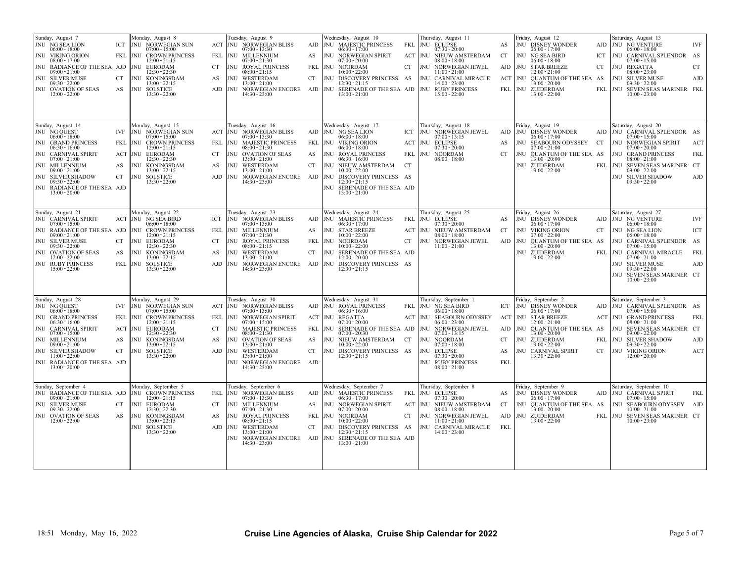| Sunday | Monday | Tuesday | Wednesday | Thursday | Friday | Saturday |
|---|---|---|---|---|---|---|
| **Sunday, August 7**<br>JNU NG SEA LION ICT 06:00 - 18:00<br>JNU VIKING ORION FKL 08:00 - 17:00<br>JNU RADIANCE OF THE SEA AJD 09:00 - 21:00<br>JNU SILVER MUSE CT 09:30 - 22:00<br>JNU OVATION OF SEAS AS 12:00 - 22:00 | **Monday, August 8**<br>JNU NORWEGIAN SUN ACT 07:00 - 15:00<br>JNU CROWN PRINCESS FKL 12:00 - 21:15<br>JNU EURODAM CT 12:30 - 22:30<br>JNU KONINGSDAM AS 13:00 - 22:15<br>JNU SOLSTICE AJD 13:30 - 22:00 | **Tuesday, August 9**<br>JNU NORWEGIAN BLISS AJD 07:00 - 13:30<br>JNU MILLENNIUM AS 07:00 - 21:30<br>JNU ROYAL PRINCESS FKL 08:00 - 21:15<br>JNU WESTERDAM CT 13:00 - 21:00<br>JNU NORWEGIAN ENCORE AJD 14:30 - 23:00 | **Wednesday, August 10**<br>JNU MAJESTIC PRINCESS FKL 06:30 - 17:00<br>JNU NORWEGIAN SPIRIT ACT 07:00 - 20:00<br>JNU NOORDAM CT 10:00 - 22:00<br>JNU DISCOVERY PRINCESS AS 12:30 - 21:15<br>JNU SERENADE OF THE SEA AJD 13:00 - 21:00 | **Thursday, August 11**<br>JNU ECLIPSE AS 07:30 - 20:00<br>JNU NIEUW AMSTERDAM CT 08:00 - 18:00<br>JNU NORWEGIAN JEWEL AJD 11:00 - 21:00<br>JNU CARNIVAL MIRACLE ACT 14:00 - 23:00<br>JNU RUBY PRINCESS FKL 15:00 - 22:00 | **Friday, August 12**<br>JNU DISNEY WONDER AJD 06:00 - 17:00<br>JNU NG SEA BIRD ICT 06:00 - 18:00<br>JNU STAR BREEZE CT 12:00 - 21:00<br>JNU QUANTUM OF THE SEA AS 13:00 - 20:00<br>JNU ZUIDERDAM FKL 13:00 - 22:00 | **Saturday, August 13**<br>JNU NG VENTURE IVF 06:00 - 18:00<br>JNU CARNIVAL SPLENDOR AS 07:00 - 15:00<br>JNU REGATTA CT 08:00 - 23:00<br>JNU SILVER MUSE AJD 09:30 - 22:00<br>JNU SEVEN SEAS MARINER FKL 10:00 - 23:00 |
| **Sunday, August 14**<br>JNU NG QUEST IVF 06:00 - 18:00<br>JNU GRAND PRINCESS FKL 06:30 - 16:00<br>JNU CARNIVAL SPIRIT ACT 07:00 - 21:00<br>JNU MILLENNIUM AS 09:00 - 21:00<br>JNU SILVER SHADOW CT 09:30 - 22:00<br>JNU RADIANCE OF THE SEA AJD 13:00 - 20:00 | **Monday, August 15**<br>JNU NORWEGIAN SUN ACT 07:00 - 15:00<br>JNU CROWN PRINCESS FKL 12:00 - 21:15<br>JNU EURODAM CT 12:30 - 22:30<br>JNU KONINGSDAM AS 13:00 - 22:15<br>JNU SOLSTICE AJD 13:30 - 22:00 | **Tuesday, August 16**<br>JNU NORWEGIAN BLISS AJD 07:00 - 13:30<br>JNU MAJESTIC PRINCESS FKL 08:00 - 21:30<br>JNU OVATION OF SEAS AS 13:00 - 21:00<br>JNU WESTERDAM CT 13:00 - 21:00<br>JNU NORWEGIAN ENCORE AJD 14:30 - 23:00 | **Wednesday, August 17**<br>JNU NG SEA LION ICT 06:00 - 18:00<br>JNU VIKING ORION ACT 06:00 - 18:00<br>JNU ROYAL PRINCESS FKL 06:30 - 16:00<br>JNU NIEUW AMSTERDAM CT 10:00 - 22:00<br>JNU DISCOVERY PRINCESS AS 12:30 - 21:15<br>JNU SERENADE OF THE SEA AJD 13:00 - 21:00 | **Thursday, August 18**<br>JNU NORWEGIAN JEWEL AJD 07:00 - 13:15<br>JNU ECLIPSE AS 07:30 - 20:00<br>JNU NOORDAM CT 08:00 - 18:00 | **Friday, August 19**<br>JNU DISNEY WONDER AJD 06:00 - 17:00<br>JNU SEABOURN ODYSSEY CT 07:00 - 21:00<br>JNU QUANTUM OF THE SEA AS 13:00 - 20:00<br>JNU ZUIDERDAM FKL 13:00 - 22:00 | **Saturday, August 20**<br>JNU CARNIVAL SPLENDOR AS 07:00 - 15:00<br>JNU NORWEGIAN SPIRIT ACT 07:00 - 20:00<br>JNU GRAND PRINCESS FKL 08:00 - 21:00<br>JNU SEVEN SEAS MARINER CT 09:00 - 22:00<br>JNU SILVER SHADOW AJD 09:30 - 22:00 |
| **Sunday, August 21**<br>JNU CARNIVAL SPIRIT ACT 07:00 - 15:00<br>JNU RADIANCE OF THE SEA AJD 09:00 - 21:00<br>JNU SILVER MUSE CT 09:30 - 22:00<br>JNU OVATION OF SEAS AS 12:00 - 22:00<br>JNU RUBY PRINCESS FKL 15:00 - 22:00 | **Monday, August 22**<br>JNU NG SEA BIRD ICT 06:00 - 18:00<br>JNU CROWN PRINCESS FKL 12:00 - 21:15<br>JNU EURODAM CT 12:30 - 22:30<br>JNU KONINGSDAM AS 13:00 - 22:15<br>JNU SOLSTICE AJD 13:30 - 22:00 | **Tuesday, August 23**<br>JNU NORWEGIAN BLISS AJD 07:00 - 13:00<br>JNU MILLENNIUM AS 07:00 - 21:30<br>JNU ROYAL PRINCESS FKL 08:00 - 21:15<br>JNU WESTERDAM CT 13:00 - 21:00<br>JNU NORWEGIAN ENCORE AJD 14:30 - 23:00 | **Wednesday, August 24**<br>JNU MAJESTIC PRINCESS FKL 06:30 - 17:00<br>JNU STAR BREEZE ACT 10:00 - 22:00<br>JNU NOORDAM CT 10:00 - 22:00<br>JNU SERENADE OF THE SEA AJD 12:00 - 20:00<br>JNU DISCOVERY PRINCESS AS 12:30 - 21:15 | **Thursday, August 25**<br>JNU ECLIPSE AS 07:30 - 20:00<br>JNU NIEUW AMSTERDAM CT 08:00 - 18:00<br>JNU NORWEGIAN JEWEL AJD 11:00 - 21:00 | **Friday, August 26**<br>JNU DISNEY WONDER AJD 06:00 - 17:00<br>JNU VIKING ORION CT 07:00 - 22:00<br>JNU QUANTUM OF THE SEA AS 13:00 - 20:00<br>JNU ZUIDERDAM FKL 13:00 - 22:00 | **Saturday, August 27**<br>JNU NG VENTURE IVF 06:00 - 18:00<br>JNU NG SEA LION ICT 06:00 - 18:00<br>JNU CARNIVAL SPLENDOR AS 07:00 - 15:00<br>JNU CARNIVAL MIRACLE FKL 07:00 - 21:00<br>JNU SILVER MUSE AJD 09:30 - 22:00<br>JNU SEVEN SEAS MARINER CT 10:00 - 23:00 |
| **Sunday, August 28**<br>JNU NG QUEST IVF 06:00 - 18:00<br>JNU GRAND PRINCESS FKL 06:30 - 16:00<br>JNU CARNIVAL SPIRIT ACT 07:00 - 15:00<br>JNU MILLENNIUM AS 09:00 - 21:00<br>JNU SILVER SHADOW CT 11:00 - 22:00<br>JNU RADIANCE OF THE SEA AJD 13:00 - 20:00 | **Monday, August 29**<br>JNU NORWEGIAN SUN ACT 07:00 - 15:00<br>JNU CROWN PRINCESS FKL 12:00 - 21:15<br>JNU EURODAM CT 12:30 - 22:30<br>JNU KONINGSDAM AS 13:00 - 22:15<br>JNU SOLSTICE AJD 13:30 - 22:00 | **Tuesday, August 30**<br>JNU NORWEGIAN BLISS AJD 07:00 - 13:00<br>JNU NORWEGIAN SPIRIT ACT 07:00 - 15:00<br>JNU MAJESTIC PRINCESS FKL 08:00 - 21:30<br>JNU OVATION OF SEAS AS 13:00 - 21:00<br>JNU WESTERDAM CT 13:00 - 21:00<br>JNU NORWEGIAN ENCORE AJD 14:30 - 23:00 | **Wednesday, August 31**<br>JNU ROYAL PRINCESS FKL 06:30 - 16:00<br>JNU REGATTA ACT 07:00 - 20:00<br>JNU SERENADE OF THE SEA AJD 07:00 - 20:30<br>JNU NIEUW AMSTERDAM CT 10:00 - 22:00<br>JNU DISCOVERY PRINCESS AS 12:30 - 21:15 | **Thursday, September 1**<br>JNU NG SEA BIRD ICT 06:00 - 18:00<br>JNU SEABOURN ODYSSEY ACT 06:00 - 23:00<br>JNU NORWEGIAN JEWEL AJD 07:00 - 13:15<br>JNU NOORDAM CT 07:00 - 18:00<br>JNU ECLIPSE AS 07:30 - 20:00<br>JNU RUBY PRINCESS FKL 08:00 - 21:00 | **Friday, September 2**<br>JNU DISNEY WONDER AJD 06:00 - 17:00<br>JNU STAR BREEZE ACT 12:00 - 21:00<br>JNU QUANTUM OF THE SEA AS 13:00 - 20:00<br>JNU ZUIDERDAM FKL 13:00 - 22:00<br>JNU CARNIVAL SPIRIT CT 13:30 - 22:00 | **Saturday, September 3**<br>JNU CARNIVAL SPLENDOR AS 07:00 - 15:00<br>JNU GRAND PRINCESS FKL 08:00 - 21:00<br>JNU SEVEN SEAS MARINER CT 09:00 - 22:00<br>JNU SILVER SHADOW AJD 09:30 - 22:00<br>JNU VIKING ORION ACT 12:00 - 20:00 |
| **Sunday, September 4**<br>JNU RADIANCE OF THE SEA AJD 09:00 - 21:00<br>JNU SILVER MUSE CT 09:30 - 22:00<br>JNU OVATION OF SEAS AS 12:00 - 22:00 | **Monday, September 5**<br>JNU CROWN PRINCESS FKL 12:00 - 21:15<br>JNU EURODAM CT 12:30 - 22:30<br>JNU KONINGSDAM AS 13:00 - 22:15<br>JNU SOLSTICE AJD 13:30 - 22:00 | **Tuesday, September 6**<br>JNU NORWEGIAN BLISS AJD 07:00 - 13:30<br>JNU MILLENNIUM AS 07:00 - 21:30<br>JNU ROYAL PRINCESS FKL 08:00 - 21:15<br>JNU WESTERDAM CT 13:00 - 21:00<br>JNU NORWEGIAN ENCORE AJD 14:30 - 23:00 | **Wednesday, September 7**<br>JNU MAJESTIC PRINCESS FKL 06:30 - 17:00<br>JNU NORWEGIAN SPIRIT ACT 07:00 - 20:00<br>JNU NOORDAM CT 10:00 - 22:00<br>JNU DISCOVERY PRINCESS AS 12:30 - 21:15<br>JNU SERENADE OF THE SEA AJD 13:00 - 21:00 | **Thursday, September 8**<br>JNU ECLIPSE AS 07:30 - 20:00<br>JNU NIEUW AMSTERDAM CT 08:00 - 18:00<br>JNU NORWEGIAN JEWEL AJD 11:00 - 21:00<br>JNU CARNIVAL MIRACLE FKL 14:00 - 23:00 | **Friday, September 9**<br>JNU DISNEY WONDER AJD 06:00 - 17:00<br>JNU QUANTUM OF THE SEA AS 13:00 - 20:00<br>JNU ZUIDERDAM FKL 13:00 - 22:00 | **Saturday, September 10**<br>JNU CARNIVAL SPIRIT FKL 07:00 - 15:00<br>JNU SEABOURN ODYSSEY AJD 10:00 - 21:00<br>JNU SEVEN SEAS MARINER CT 10:00 - 23:00 |

18:51 Monday, May 16, 2022 **Cruise Line Agencies of Alaska, Cruise Ship Calendar for 2022**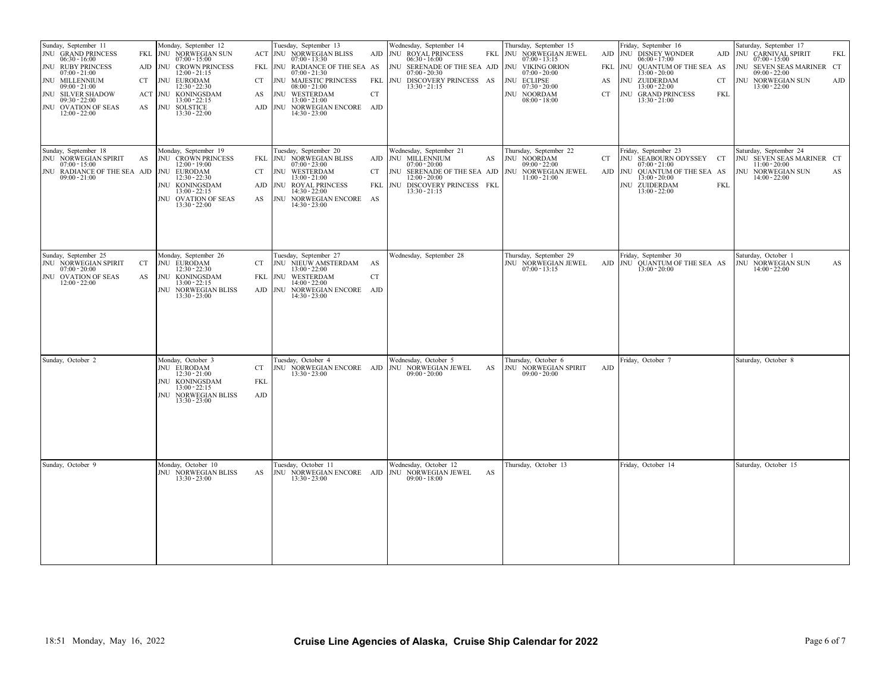| Sunday | Monday | Tuesday | Wednesday | Thursday | Friday | Saturday |
|---|---|---|---|---|---|---|
| Sunday, September 11<br>JNU GRAND PRINCESS FKL 06:30 - 16:00<br>JNU RUBY PRINCESS AJD 07:00 - 21:00<br>JNU MILLENNIUM CT 09:00 - 21:00<br>JNU SILVER SHADOW ACT 09:30 - 22:00<br>JNU OVATION OF SEAS AS 12:00 - 22:00 | Monday, September 12<br>JNU NORWEGIAN SUN ACT 07:00 - 15:00<br>JNU CROWN PRINCESS FKL 12:00 - 21:15<br>JNU EURODAM CT 12:30 - 22:30<br>JNU KONINGSDAM AS 13:00 - 22:15<br>JNU SOLSTICE AJD 13:30 - 22:00 | Tuesday, September 13<br>JNU NORWEGIAN BLISS AJD 07:00 - 13:30<br>JNU RADIANCE OF THE SEA AS 07:00 - 21:30<br>JNU MAJESTIC PRINCESS FKL 08:00 - 21:00<br>JNU WESTERDAM CT 13:00 - 21:00<br>JNU NORWEGIAN ENCORE AJD 14:30 - 23:00 | Wednesday, September 14<br>JNU ROYAL PRINCESS FKL 06:30 - 16:00<br>JNU SERENADE OF THE SEA AJD 07:00 - 20:30<br>JNU DISCOVERY PRINCESS AS 13:30 - 21:15 | Thursday, September 15<br>JNU NORWEGIAN JEWEL AJD 07:00 - 13:15<br>JNU VIKING ORION FKL 07:00 - 20:00<br>JNU ECLIPSE AS 07:30 - 20:00<br>JNU NOORDAM CT 08:00 - 18:00 | Friday, September 16<br>JNU DISNEY WONDER AJD 06:00 - 17:00<br>JNU QUANTUM OF THE SEA AS 13:00 - 20:00<br>JNU ZUIDERDAM CT 13:00 - 22:00<br>JNU GRAND PRINCESS FKL 13:30 - 21:00 | Saturday, September 17<br>JNU CARNIVAL SPIRIT FKL 07:00 - 15:00<br>JNU SEVEN SEAS MARINER CT 09:00 - 22:00<br>JNU NORWEGIAN SUN AJD 13:00 - 22:00 |
| Sunday, September 18<br>JNU NORWEGIAN SPIRIT AS 07:00 - 15:00<br>JNU RADIANCE OF THE SEA AJD 09:00 - 21:00 | Monday, September 19<br>JNU CROWN PRINCESS FKL 12:00 - 19:00<br>JNU EURODAM CT 12:30 - 22:30<br>JNU KONINGSDAM AJD 13:00 - 22:15<br>JNU OVATION OF SEAS AS 13:30 - 22:00 | Tuesday, September 20<br>JNU NORWEGIAN BLISS AJD 07:00 - 23:00<br>JNU WESTERDAM CT 13:00 - 21:00<br>JNU ROYAL PRINCESS FKL 14:30 - 22:00<br>JNU NORWEGIAN ENCORE AS 14:30 - 23:00 | Wednesday, September 21<br>JNU MILLENNIUM AS 07:00 - 20:00<br>JNU SERENADE OF THE SEA AJD 12:00 - 20:00<br>JNU DISCOVERY PRINCESS FKL 13:30 - 21:15 | Thursday, September 22<br>JNU NOORDAM CT 09:00 - 22:00<br>JNU NORWEGIAN JEWEL AJD 11:00 - 21:00 | Friday, September 23<br>JNU SEABOURN ODYSSEY CT 07:00 - 21:00<br>JNU QUANTUM OF THE SEA AS 13:00 - 20:00<br>JNU ZUIDERDAM FKL 13:00 - 22:00 | Saturday, September 24<br>JNU SEVEN SEAS MARINER CT 11:00 - 20:00<br>JNU NORWEGIAN SUN AS 14:00 - 22:00 |
| Sunday, September 25<br>JNU NORWEGIAN SPIRIT CT 07:00 - 20:00<br>JNU OVATION OF SEAS AS 12:00 - 22:00 | Monday, September 26<br>JNU EURODAM CT 12:30 - 22:30<br>JNU KONINGSDAM FKL 13:00 - 22:15<br>JNU NORWEGIAN BLISS AJD 13:30 - 23:00 | Tuesday, September 27<br>JNU NIEUW AMSTERDAM AS 13:00 - 22:00<br>JNU WESTERDAM CT 14:00 - 22:00<br>JNU NORWEGIAN ENCORE AJD 14:30 - 23:00 | Wednesday, September 28 | Thursday, September 29<br>JNU NORWEGIAN JEWEL AJD 07:00 - 13:15 | Friday, September 30<br>JNU QUANTUM OF THE SEA AS 13:00 - 20:00 | Saturday, October 1<br>JNU NORWEGIAN SUN AS 14:00 - 22:00 |
| Sunday, October 2 | Monday, October 3<br>JNU EURODAM CT 12:30 - 21:00<br>JNU KONINGSDAM FKL 13:00 - 22:15<br>JNU NORWEGIAN BLISS AJD 13:30 - 23:00 | Tuesday, October 4<br>JNU NORWEGIAN ENCORE AJD 13:30 - 23:00 | Wednesday, October 5<br>JNU NORWEGIAN JEWEL AS 09:00 - 20:00 | Thursday, October 6<br>JNU NORWEGIAN SPIRIT AJD 09:00 - 20:00 | Friday, October 7 | Saturday, October 8 |
| Sunday, October 9 | Monday, October 10<br>JNU NORWEGIAN BLISS AS 13:30 - 23:00 | Tuesday, October 11<br>JNU NORWEGIAN ENCORE AJD 13:30 - 23:00 | Wednesday, October 12<br>JNU NORWEGIAN JEWEL AS 09:00 - 18:00 | Thursday, October 13 | Friday, October 14 | Saturday, October 15 |

18:51 Monday, May 16, 2022

**Cruise Line Agencies of Alaska, Cruise Ship Calendar for 2022**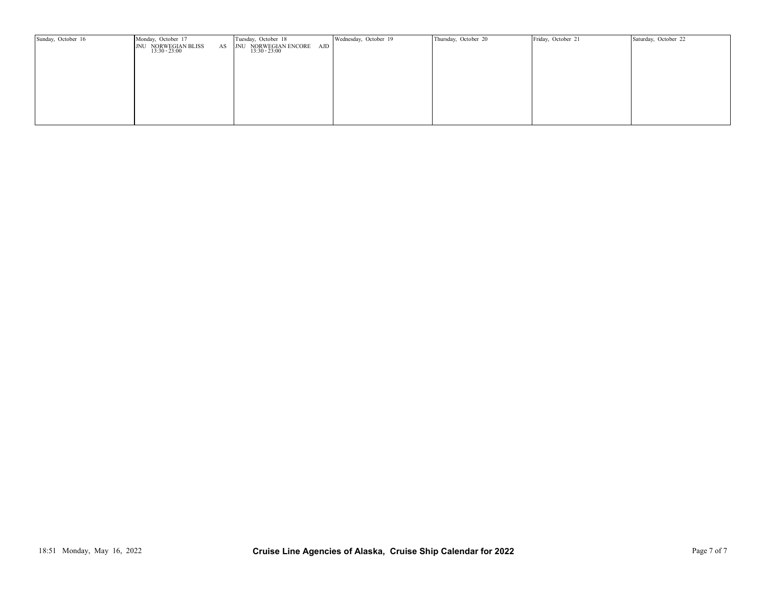| Sunday, October 16 | Monday, October 17 | Tuesday, October 18 | Wednesday, October 19 | Thursday, October 20 | Friday, October 21 | Saturday, October 22 |
|---|---|---|---|---|---|---|
| | JNU NORWEGIAN BLISS AS 13:30 - 23:00 | JNU NORWEGIAN ENCORE AJD 13:30 - 23:00 | | | | |

18:51 Monday, May 16, 2022

**Cruise Line Agencies of Alaska, Cruise Ship Calendar for 2022**